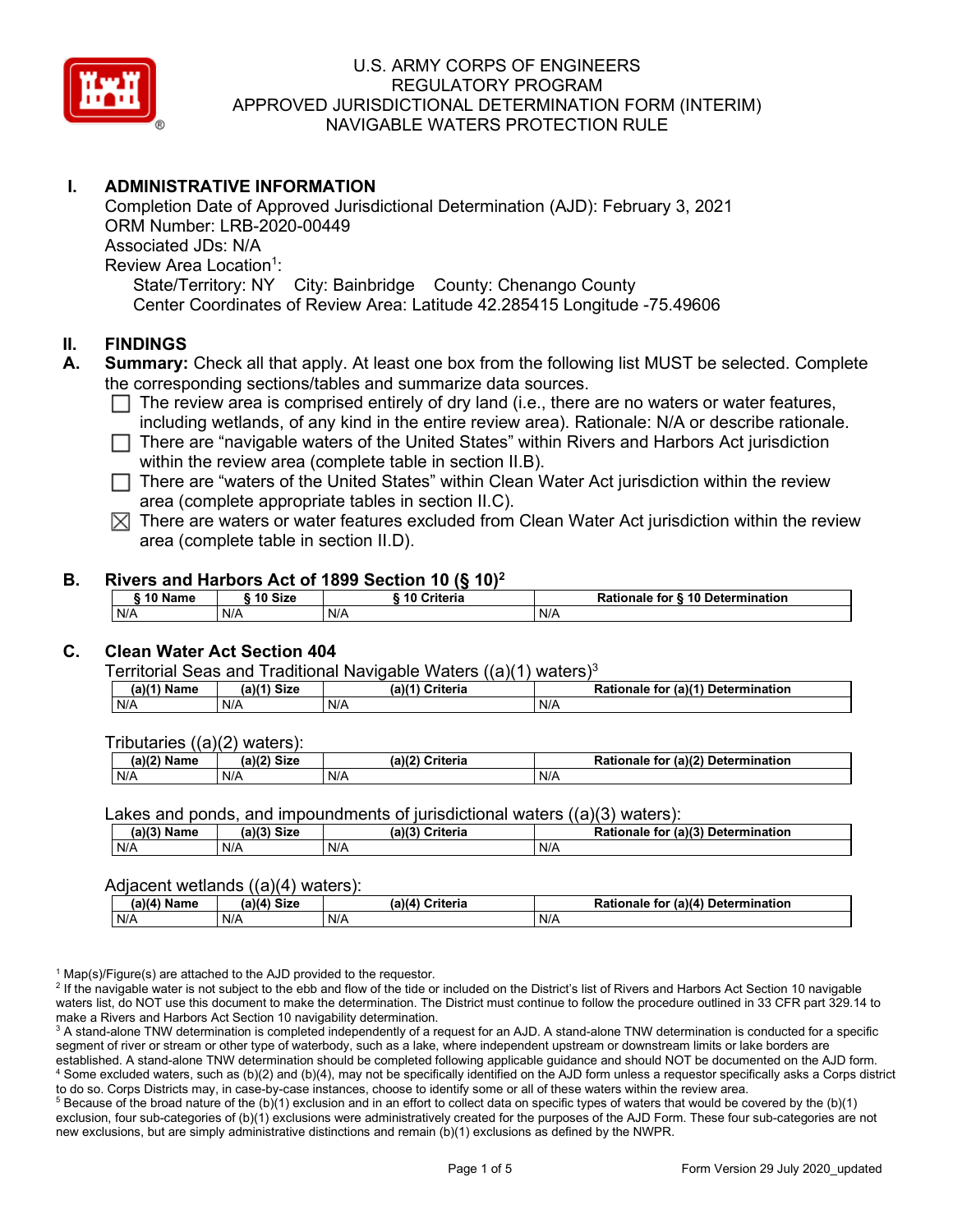# U.S. ARMY CORPS OF ENGINEERS
# REGULATORY PROGRAM
# APPROVED JURISDICTIONAL DETERMINATION FORM (INTERIM)
# NAVIGABLE WATERS PROTECTION RULE

## I. ADMINISTRATIVE INFORMATION

Completion Date of Approved Jurisdictional Determination (AJD): February 3, 2021
ORM Number: LRB-2020-00449
Associated JDs: N/A
Review Area Location[1]:
State/Territory: NY City: Bainbridge County: Chenango County
Center Coordinates of Review Area: Latitude 42.285415 Longitude -75.49606

## II. FINDINGS

**A. Summary:** Check all that apply. At least one box from the following list MUST be selected. Complete the corresponding sections/tables and summarize data sources.

- ☐ The review area is comprised entirely of dry land (i.e., there are no waters or water features, including wetlands, of any kind in the entire review area). Rationale: N/A or describe rationale.
- ☐ There are "navigable waters of the United States" within Rivers and Harbors Act jurisdiction within the review area (complete table in section II.B).
- ☐ There are "waters of the United States" within Clean Water Act jurisdiction within the review area (complete appropriate tables in section II.C).
- ☒ There are waters or water features excluded from Clean Water Act jurisdiction within the review area (complete table in section II.D).

### B. Rivers and Harbors Act of 1899 Section 10 (§ 10)[2]

| § 10 Name | § 10 Size | § 10 Criteria | Rationale for § 10 Determination |
|---|---|---|---|
| N/A | N/A | N/A | N/A |

### C. Clean Water Act Section 404

Territorial Seas and Traditional Navigable Waters ((a)(1) waters)[3]

| (a)(1) Name | (a)(1) Size | (a)(1) Criteria | Rationale for (a)(1) Determination |
|---|---|---|---|
| N/A | N/A | N/A | N/A |

Tributaries ((a)(2) waters):

| (a)(2) Name | (a)(2) Size | (a)(2) Criteria | Rationale for (a)(2) Determination |
|---|---|---|---|
| N/A | N/A | N/A | N/A |

Lakes and ponds, and impoundments of jurisdictional waters ((a)(3) waters):

| (a)(3) Name | (a)(3) Size | (a)(3) Criteria | Rationale for (a)(3) Determination |
|---|---|---|---|
| N/A | N/A | N/A | N/A |

Adjacent wetlands ((a)(4) waters):

| (a)(4) Name | (a)(4) Size | (a)(4) Criteria | Rationale for (a)(4) Determination |
|---|---|---|---|
| N/A | N/A | N/A | N/A |

[1] Map(s)/Figure(s) are attached to the AJD provided to the requestor.
[2] If the navigable water is not subject to the ebb and flow of the tide or included on the District's list of Rivers and Harbors Act Section 10 navigable waters list, do NOT use this document to make the determination. The District must continue to follow the procedure outlined in 33 CFR part 329.14 to make a Rivers and Harbors Act Section 10 navigability determination.
[3] A stand-alone TNW determination is completed independently of a request for an AJD. A stand-alone TNW determination is conducted for a specific segment of river or stream or other type of waterbody, such as a lake, where independent upstream or downstream limits or lake borders are established. A stand-alone TNW determination should be completed following applicable guidance and should NOT be documented on the AJD form.
[4] Some excluded waters, such as (b)(2) and (b)(4), may not be specifically identified on the AJD form unless a requestor specifically asks a Corps district to do so. Corps Districts may, in case-by-case instances, choose to identify some or all of these waters within the review area.
[5] Because of the broad nature of the (b)(1) exclusion and in an effort to collect data on specific types of waters that would be covered by the (b)(1) exclusion, four sub-categories of (b)(1) exclusions were administratively created for the purposes of the AJD Form. These four sub-categories are not new exclusions, but are simply administrative distinctions and remain (b)(1) exclusions as defined by the NWPR.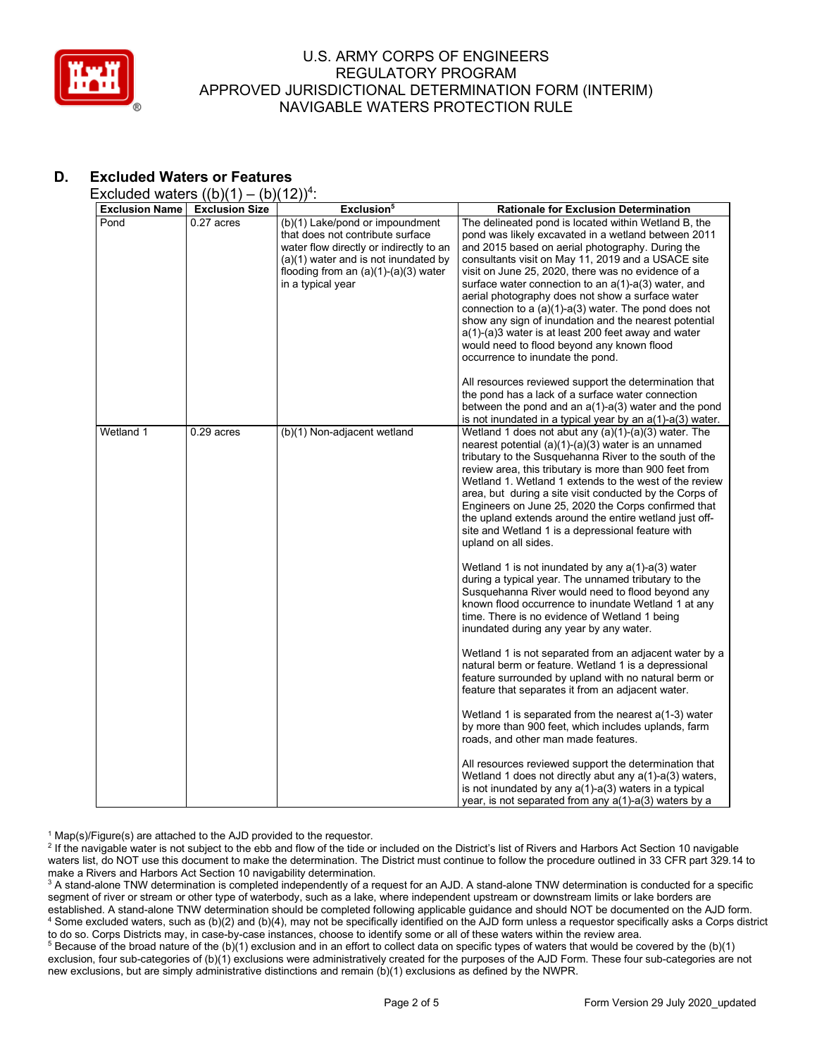# D. Excluded Waters or Features

Excluded waters ((b)(1) – (b)(12))[4]:

| Exclusion Name | Exclusion Size | Exclusion[5] | Rationale for Exclusion Determination |
|---|---|---|---|
| Pond | 0.27 acres | (b)(1) Lake/pond or impoundment that does not contribute surface water flow directly or indirectly to an (a)(1) water and is not inundated by flooding from an (a)(1)-(a)(3) water in a typical year | The delineated pond is located within Wetland B, the pond was likely excavated in a wetland between 2011 and 2015 based on aerial photography. During the consultants visit on May 11, 2019 and a USACE site visit on June 25, 2020, there was no evidence of a surface water connection to an a(1)-a(3) water, and aerial photography does not show a surface water connection to a (a)(1)-a(3) water. The pond does not show any sign of inundation and the nearest potential a(1)-(a)3 water is at least 200 feet away and water would need to flood beyond any known flood occurrence to inundate the pond.<br><br>All resources reviewed support the determination that the pond has a lack of a surface water connection between the pond and an a(1)-a(3) water and the pond is not inundated in a typical year by an a(1)-a(3) water. |
| Wetland 1 | 0.29 acres | (b)(1) Non-adjacent wetland | Wetland 1 does not abut any (a)(1)-(a)(3) water. The nearest potential (a)(1)-(a)(3) water is an unnamed tributary to the Susquehanna River to the south of the review area, this tributary is more than 900 feet from Wetland 1. Wetland 1 extends to the west of the review area, but during a site visit conducted by the Corps of Engineers on June 25, 2020 the Corps confirmed that the upland extends around the entire wetland just off-site and Wetland 1 is a depressional feature with upland on all sides.<br><br>Wetland 1 is not inundated by any a(1)-a(3) water during a typical year. The unnamed tributary to the Susquehanna River would need to flood beyond any known flood occurrence to inundate Wetland 1 at any time. There is no evidence of Wetland 1 being inundated during any year by any water.<br><br>Wetland 1 is not separated from an adjacent water by a natural berm or feature. Wetland 1 is a depressional feature surrounded by upland with no natural berm or feature that separates it from an adjacent water.<br><br>Wetland 1 is separated from the nearest a(1-3) water by more than 900 feet, which includes uplands, farm roads, and other man made features.<br><br>All resources reviewed support the determination that Wetland 1 does not directly abut any a(1)-a(3) waters, is not inundated by any a(1)-a(3) waters in a typical year, is not separated from any a(1)-a(3) waters by a |

[1] Map(s)/Figure(s) are attached to the AJD provided to the requestor.
[2] If the navigable water is not subject to the ebb and flow of the tide or included on the District's list of Rivers and Harbors Act Section 10 navigable waters list, do NOT use this document to make the determination. The District must continue to follow the procedure outlined in 33 CFR part 329.14 to make a Rivers and Harbors Act Section 10 navigability determination.
[3] A stand-alone TNW determination is completed independently of a request for an AJD. A stand-alone TNW determination is conducted for a specific segment of river or stream or other type of waterbody, such as a lake, where independent upstream or downstream limits or lake borders are established. A stand-alone TNW determination should be completed following applicable guidance and should NOT be documented on the AJD form.
[4] Some excluded waters, such as (b)(2) and (b)(4), may not be specifically identified on the AJD form unless a requestor specifically asks a Corps district to do so. Corps Districts may, in case-by-case instances, choose to identify some or all of these waters within the review area.
[5] Because of the broad nature of the (b)(1) exclusion and in an effort to collect data on specific types of waters that would be covered by the (b)(1) exclusion, four sub-categories of (b)(1) exclusions were administratively created for the purposes of the AJD Form. These four sub-categories are not new exclusions, but are simply administrative distinctions and remain (b)(1) exclusions as defined by the NWPR.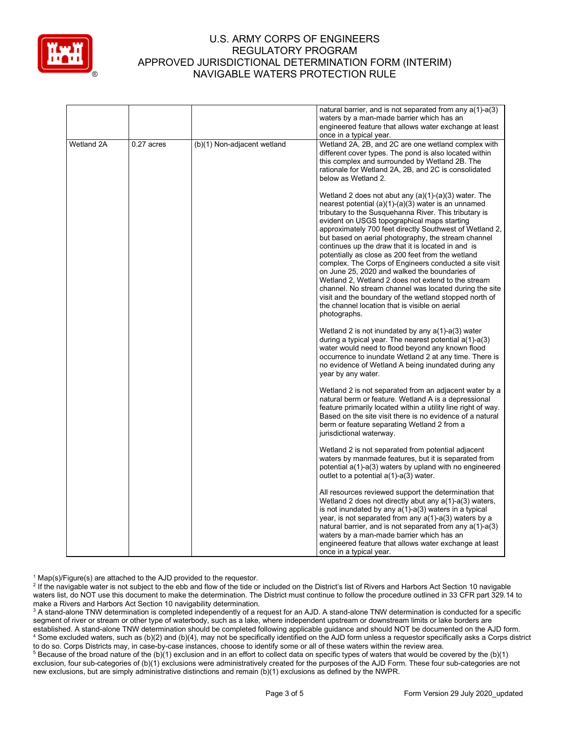| | | | |
|---|---|---|---|
| | | | natural barrier, and is not separated from any a(1)-a(3) waters by a man-made barrier which has an engineered feature that allows water exchange at least once in a typical year. |
| Wetland 2A | 0.27 acres | (b)(1) Non-adjacent wetland | Wetland 2A, 2B, and 2C are one wetland complex with different cover types. The pond is also located within this complex and surrounded by Wetland 2B. The rationale for Wetland 2A, 2B, and 2C is consolidated below as Wetland 2.<br><br>Wetland 2 does not abut any (a)(1)-(a)(3) water. The nearest potential (a)(1)-(a)(3) water is an unnamed tributary to the Susquehanna River. This tributary is evident on USGS topographical maps starting approximately 700 feet directly Southwest of Wetland 2, but based on aerial photography, the stream channel continues up the draw that it is located in and is potentially as close as 200 feet from the wetland complex. The Corps of Engineers conducted a site visit on June 25, 2020 and walked the boundaries of Wetland 2, Wetland 2 does not extend to the stream channel. No stream channel was located during the site visit and the boundary of the wetland stopped north of the channel location that is visible on aerial photographs.<br><br>Wetland 2 is not inundated by any a(1)-a(3) water during a typical year. The nearest potential a(1)-a(3) water would need to flood beyond any known flood occurrence to inundate Wetland 2 at any time. There is no evidence of Wetland A being inundated during any year by any water.<br><br>Wetland 2 is not separated from an adjacent water by a natural berm or feature. Wetland A is a depressional feature primarily located within a utility line right of way. Based on the site visit there is no evidence of a natural berm or feature separating Wetland 2 from a jurisdictional waterway.<br><br>Wetland 2 is not separated from potential adjacent waters by manmade features, but it is separated from potential a(1)-a(3) waters by upland with no engineered outlet to a potential a(1)-a(3) water.<br><br>All resources reviewed support the determination that Wetland 2 does not directly abut any a(1)-a(3) waters, is not inundated by any a(1)-a(3) waters in a typical year, is not separated from any a(1)-a(3) waters by a natural barrier, and is not separated from any a(1)-a(3) waters by a man-made barrier which has an engineered feature that allows water exchange at least once in a typical year. |

[1] Map(s)/Figure(s) are attached to the AJD provided to the requestor.

[2] If the navigable water is not subject to the ebb and flow of the tide or included on the District's list of Rivers and Harbors Act Section 10 navigable waters list, do NOT use this document to make the determination. The District must continue to follow the procedure outlined in 33 CFR part 329.14 to make a Rivers and Harbors Act Section 10 navigability determination.

[3] A stand-alone TNW determination is completed independently of a request for an AJD. A stand-alone TNW determination is conducted for a specific segment of river or stream or other type of waterbody, such as a lake, where independent upstream or downstream limits or lake borders are established. A stand-alone TNW determination should be completed following applicable guidance and should NOT be documented on the AJD form.

[4] Some excluded waters, such as (b)(2) and (b)(4), may not be specifically identified on the AJD form unless a requestor specifically asks a Corps district to do so. Corps Districts may, in case-by-case instances, choose to identify some or all of these waters within the review area.

[5] Because of the broad nature of the (b)(1) exclusion and in an effort to collect data on specific types of waters that would be covered by the (b)(1) exclusion, four sub-categories of (b)(1) exclusions were administratively created for the purposes of the AJD Form. These four sub-categories are not new exclusions, but are simply administrative distinctions and remain (b)(1) exclusions as defined by the NWPR.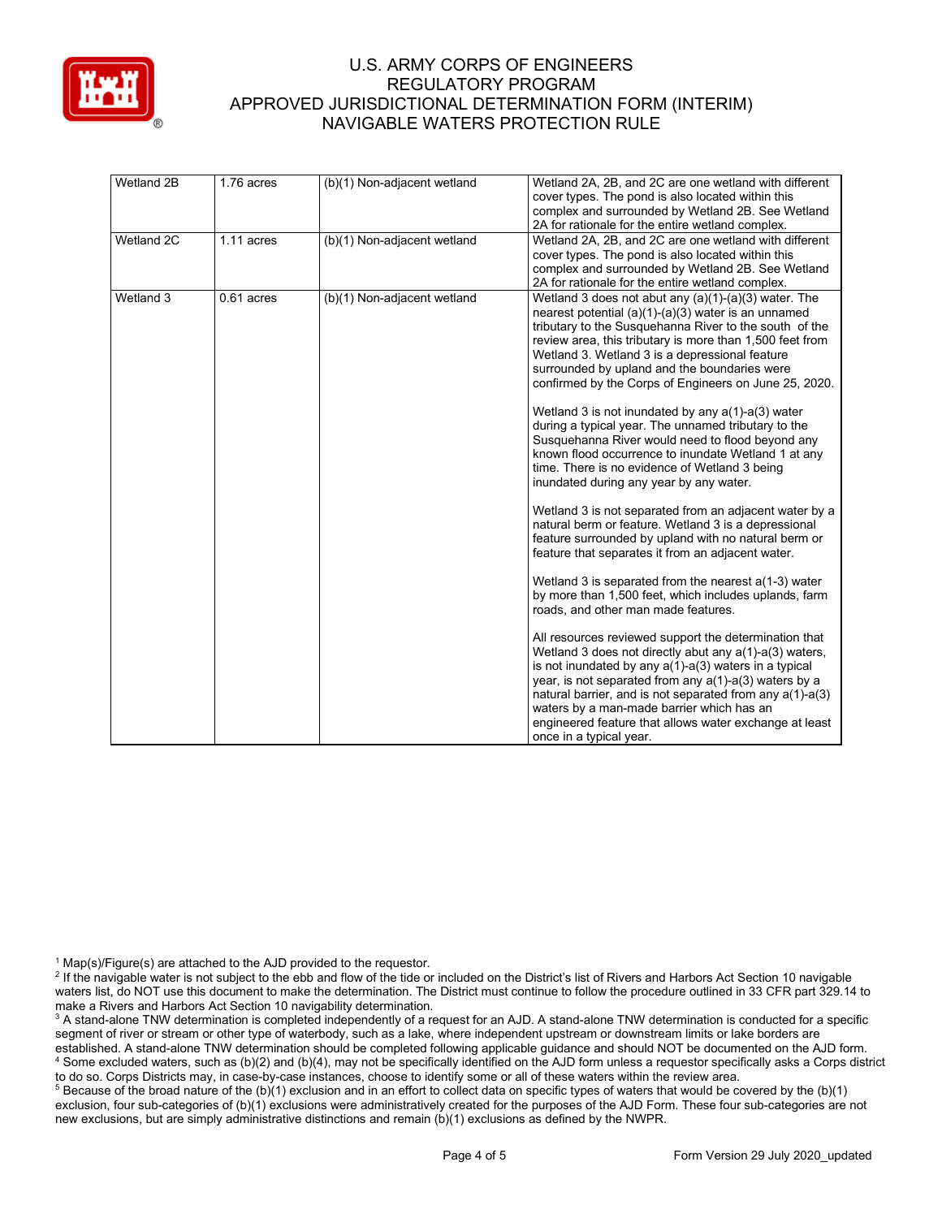| Wetland 2B | 1.76 acres | (b)(1) Non-adjacent wetland | Wetland 2A, 2B, and 2C are one wetland with different cover types. The pond is also located within this complex and surrounded by Wetland 2B. See Wetland 2A for rationale for the entire wetland complex. |
|---|---|---|---|
| Wetland 2C | 1.11 acres | (b)(1) Non-adjacent wetland | Wetland 2A, 2B, and 2C are one wetland with different cover types. The pond is also located within this complex and surrounded by Wetland 2B. See Wetland 2A for rationale for the entire wetland complex. |
| Wetland 3 | 0.61 acres | (b)(1) Non-adjacent wetland | Wetland 3 does not abut any (a)(1)-(a)(3) water. The nearest potential (a)(1)-(a)(3) water is an unnamed tributary to the Susquehanna River to the south of the review area, this tributary is more than 1,500 feet from Wetland 3. Wetland 3 is a depressional feature surrounded by upland and the boundaries were confirmed by the Corps of Engineers on June 25, 2020.<br><br>Wetland 3 is not inundated by any a(1)-a(3) water during a typical year. The unnamed tributary to the Susquehanna River would need to flood beyond any known flood occurrence to inundate Wetland 1 at any time. There is no evidence of Wetland 3 being inundated during any year by any water.<br><br>Wetland 3 is not separated from an adjacent water by a natural berm or feature. Wetland 3 is a depressional feature surrounded by upland with no natural berm or feature that separates it from an adjacent water.<br><br>Wetland 3 is separated from the nearest a(1-3) water by more than 1,500 feet, which includes uplands, farm roads, and other man made features.<br><br>All resources reviewed support the determination that Wetland 3 does not directly abut any a(1)-a(3) waters, is not inundated by any a(1)-a(3) waters in a typical year, is not separated from any a(1)-a(3) waters by a natural barrier, and is not separated from any a(1)-a(3) waters by a man-made barrier which has an engineered feature that allows water exchange at least once in a typical year. |

[1] Map(s)/Figure(s) are attached to the AJD provided to the requestor.

[2] If the navigable water is not subject to the ebb and flow of the tide or included on the District's list of Rivers and Harbors Act Section 10 navigable waters list, do NOT use this document to make the determination. The District must continue to follow the procedure outlined in 33 CFR part 329.14 to make a Rivers and Harbors Act Section 10 navigability determination.

[3] A stand-alone TNW determination is completed independently of a request for an AJD. A stand-alone TNW determination is conducted for a specific segment of river or stream or other type of waterbody, such as a lake, where independent upstream or downstream limits or lake borders are established. A stand-alone TNW determination should be completed following applicable guidance and should NOT be documented on the AJD form.

[4] Some excluded waters, such as (b)(2) and (b)(4), may not be specifically identified on the AJD form unless a requestor specifically asks a Corps district to do so. Corps Districts may, in case-by-case instances, choose to identify some or all of these waters within the review area.

[5] Because of the broad nature of the (b)(1) exclusion and in an effort to collect data on specific types of waters that would be covered by the (b)(1) exclusion, four sub-categories of (b)(1) exclusions were administratively created for the purposes of the AJD Form. These four sub-categories are not new exclusions, but are simply administrative distinctions and remain (b)(1) exclusions as defined by the NWPR.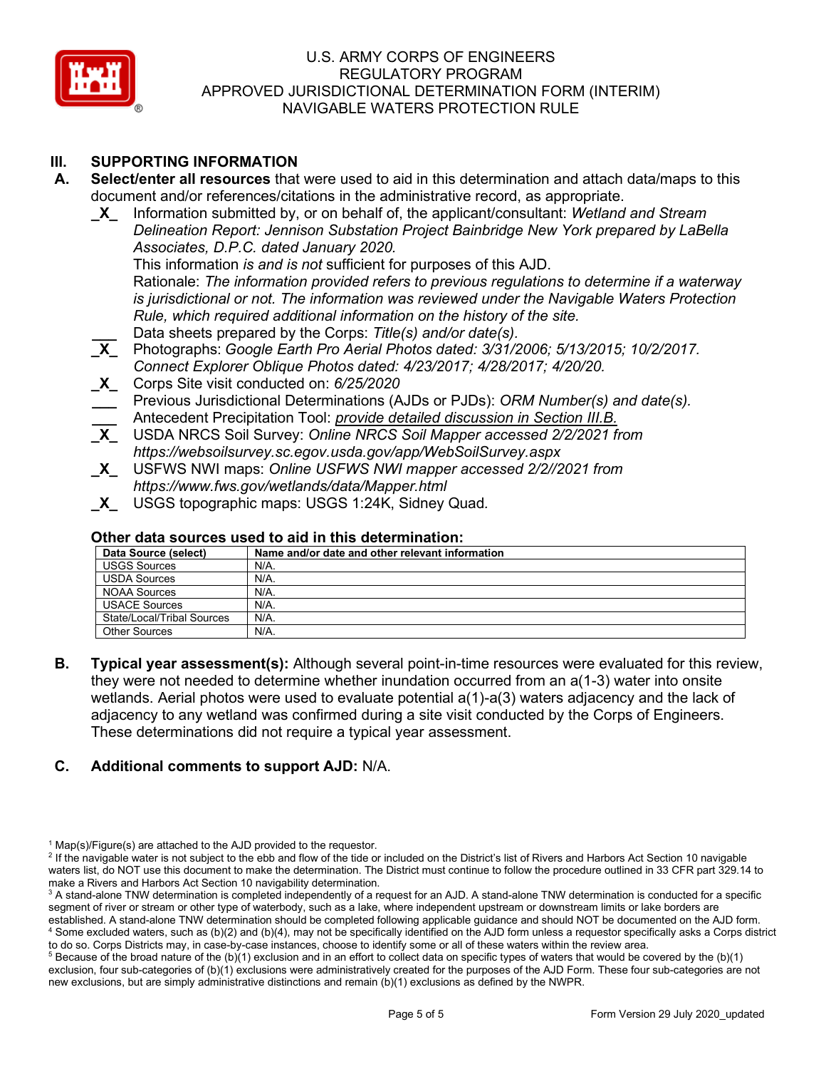## III. SUPPORTING INFORMATION

**A. Select/enter all resources** that were used to aid in this determination and attach data/maps to this document and/or references/citations in the administrative record, as appropriate.

_X_ Information submitted by, or on behalf of, the applicant/consultant: *Wetland and Stream Delineation Report: Jennison Substation Project Bainbridge New York prepared by LaBella Associates, D.P.C. dated January 2020.*
This information *is and is not* sufficient for purposes of this AJD.
Rationale: *The information provided refers to previous regulations to determine if a waterway is jurisdictional or not. The information was reviewed under the Navigable Waters Protection Rule, which required additional information on the history of the site.*

___ Data sheets prepared by the Corps: *Title(s) and/or date(s).*

_X_ Photographs: *Google Earth Pro Aerial Photos dated: 3/31/2006; 5/13/2015; 10/2/2017. Connect Explorer Oblique Photos dated: 4/23/2017; 4/28/2017; 4/20/20.*

_X_ Corps Site visit conducted on: *6/25/2020*

___ Previous Jurisdictional Determinations (AJDs or PJDs): *ORM Number(s) and date(s).*

___ Antecedent Precipitation Tool: *provide detailed discussion in Section III.B.*

_X_ USDA NRCS Soil Survey: *Online NRCS Soil Mapper accessed 2/2/2021 from https://websoilsurvey.sc.egov.usda.gov/app/WebSoilSurvey.aspx*

_X_ USFWS NWI maps: *Online USFWS NWI mapper accessed 2/2//2021 from https://www.fws.gov/wetlands/data/Mapper.html*

_X_ USGS topographic maps: USGS 1:24K, Sidney Quad.

### Other data sources used to aid in this determination:

| Data Source (select) | Name and/or date and other relevant information |
|---|---|
| USGS Sources | N/A. |
| USDA Sources | N/A. |
| NOAA Sources | N/A. |
| USACE Sources | N/A. |
| State/Local/Tribal Sources | N/A. |
| Other Sources | N/A. |

**B. Typical year assessment(s):** Although several point-in-time resources were evaluated for this review, they were not needed to determine whether inundation occurred from an a(1-3) water into onsite wetlands. Aerial photos were used to evaluate potential a(1)-a(3) waters adjacency and the lack of adjacency to any wetland was confirmed during a site visit conducted by the Corps of Engineers. These determinations did not require a typical year assessment.

**C. Additional comments to support AJD:** N/A.

---

[1] Map(s)/Figure(s) are attached to the AJD provided to the requestor.

[2] If the navigable water is not subject to the ebb and flow of the tide or included on the District's list of Rivers and Harbors Act Section 10 navigable waters list, do NOT use this document to make the determination. The District must continue to follow the procedure outlined in 33 CFR part 329.14 to make a Rivers and Harbors Act Section 10 navigability determination.

[3] A stand-alone TNW determination is completed independently of a request for an AJD. A stand-alone TNW determination is conducted for a specific segment of river or stream or other type of waterbody, such as a lake, where independent upstream or downstream limits or lake borders are established. A stand-alone TNW determination should be completed following applicable guidance and should NOT be documented on the AJD form.

[4] Some excluded waters, such as (b)(2) and (b)(4), may not be specifically identified on the AJD form unless a requestor specifically asks a Corps district to do so. Corps Districts may, in case-by-case instances, choose to identify some or all of these waters within the review area.

[5] Because of the broad nature of the (b)(1) exclusion and in an effort to collect data on specific types of waters that would be covered by the (b)(1) exclusion, four sub-categories of (b)(1) exclusions were administratively created for the purposes of the AJD Form. These four sub-categories are not new exclusions, but are simply administrative distinctions and remain (b)(1) exclusions as defined by the NWPR.